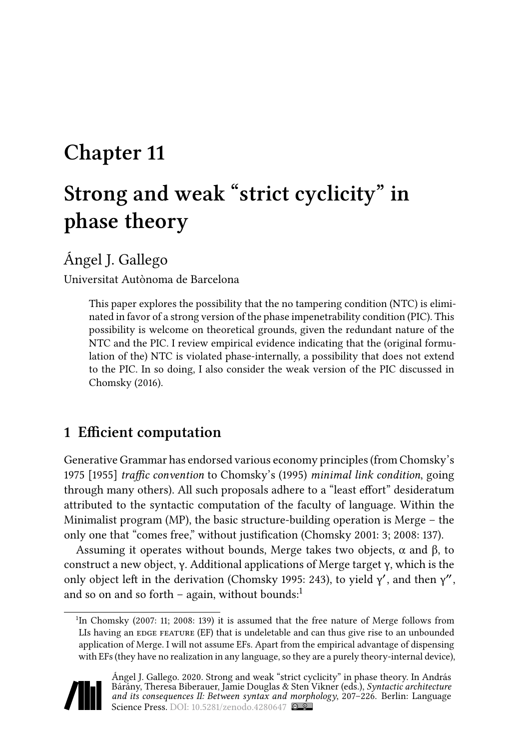# Chapter 11

# Strong and weak "strict cyclicity" in phase theory

Ángel J. Gallego

Universitat Autònoma de Barcelona

> This paper explores the possibility that the no tampering condition (NTC) is eliminated in favor of a strong version of the phase impenetrability condition (PIC). This possibility is welcome on theoretical grounds, given the redundant nature of the NTC and the PIC. I review empirical evidence indicating that the (original formulation of the) NTC is violated phase-internally, a possibility that does not extend to the PIC. In so doing, I also consider the weak version of the PIC discussed in Chomsky (2016).

## 1 Efficient computation

Generative Grammar has endorsed various economy principles (from Chomsky's 1975 [1955] *traffic convention* to Chomsky's (1995) *minimal link condition*, going through many others). All such proposals adhere to a "least effort" desideratum attributed to the syntactic computation of the faculty of language. Within the Minimalist program (MP), the basic structure-building operation is Merge – the only one that "comes free," without justification (Chomsky 2001: 3; 2008: 137).

Assuming it operates without bounds, Merge takes two objects, $\alpha$ and $\beta$, to construct a new object, $\gamma$. Additional applications of Merge target $\gamma$, which is the only object left in the derivation (Chomsky 1995: 243), to yield $\gamma'$, and then $\gamma''$, and so on and so forth – again, without bounds:[1]

[1]In Chomsky (2007: 11; 2008: 139) it is assumed that the free nature of Merge follows from LIs having an EDGE FEATURE (EF) that is undeletable and can thus give rise to an unbounded application of Merge. I will not assume EFs. Apart from the empirical advantage of dispensing with EFs (they have no realization in any language, so they are a purely theory-internal device),

Ángel J. Gallego. 2020. Strong and weak "strict cyclicity" in phase theory. In András Bárány, Theresa Biberauer, Jamie Douglas & Sten Vikner (eds.), *Syntactic architecture and its consequences II: Between syntax and morphology*, 207–226. Berlin: Language Science Press. DOI: 10.5281/zenodo.4280647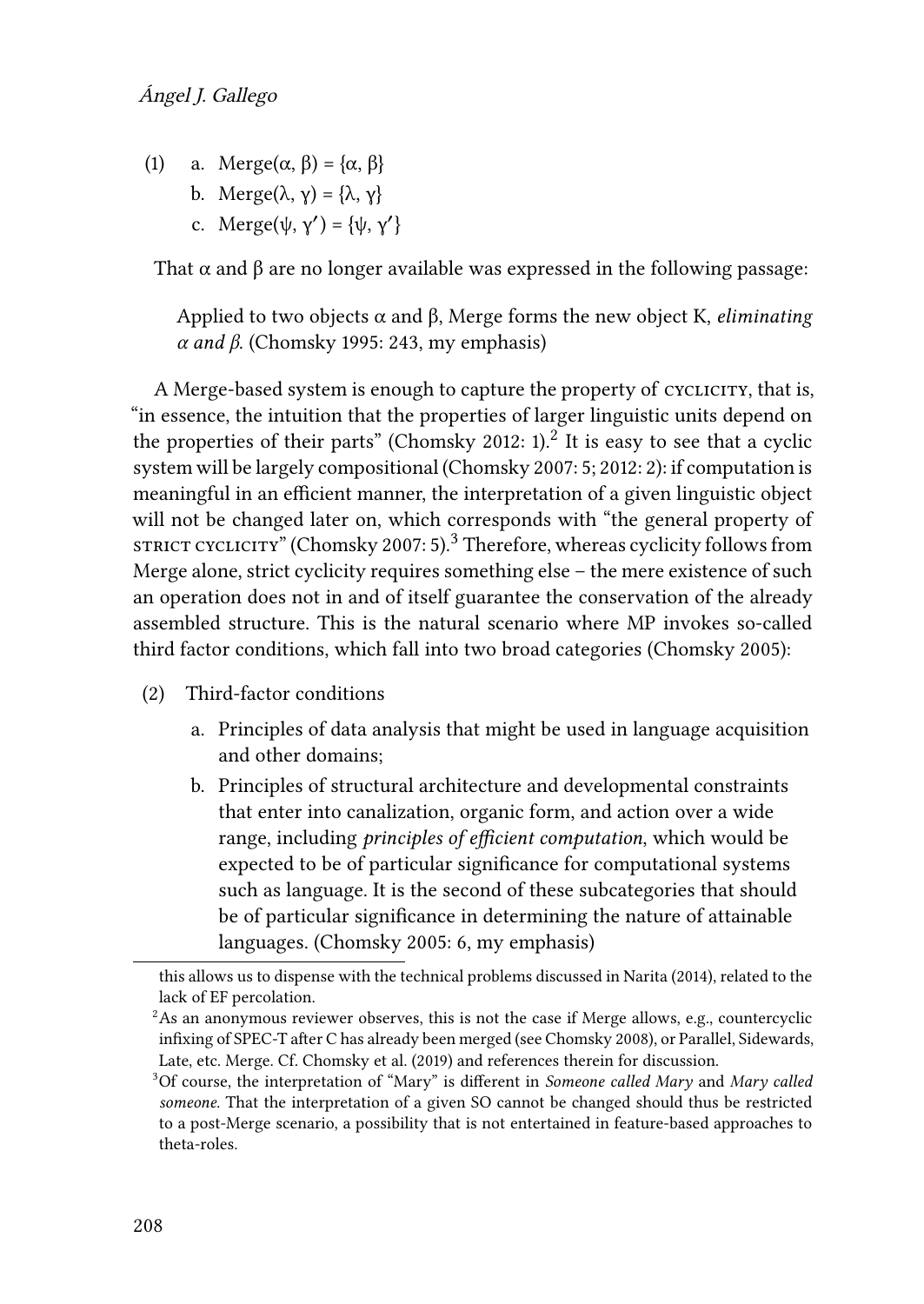(1) a. Merge(α, β) = {α, β}
    b. Merge(λ, γ) = {λ, γ}
    c. Merge(ψ, γ′) = {ψ, γ′}

That α and β are no longer available was expressed in the following passage:

> Applied to two objects α and β, Merge forms the new object K, *eliminating α and β*. (Chomsky 1995: 243, my emphasis)

A Merge-based system is enough to capture the property of CYCLICITY, that is, "in essence, the intuition that the properties of larger linguistic units depend on the properties of their parts" (Chomsky 2012: 1).[2] It is easy to see that a cyclic system will be largely compositional (Chomsky 2007: 5; 2012: 2): if computation is meaningful in an efficient manner, the interpretation of a given linguistic object will not be changed later on, which corresponds with "the general property of STRICT CYCLICITY" (Chomsky 2007: 5).[3] Therefore, whereas cyclicity follows from Merge alone, strict cyclicity requires something else – the mere existence of such an operation does not in and of itself guarantee the conservation of the already assembled structure. This is the natural scenario where MP invokes so-called third factor conditions, which fall into two broad categories (Chomsky 2005):

(2) Third-factor conditions
   a. Principles of data analysis that might be used in language acquisition and other domains;
   b. Principles of structural architecture and developmental constraints that enter into canalization, organic form, and action over a wide range, including *principles of efficient computation*, which would be expected to be of particular significance for computational systems such as language. It is the second of these subcategories that should be of particular significance in determining the nature of attainable languages. (Chomsky 2005: 6, my emphasis)

---

this allows us to dispense with the technical problems discussed in Narita (2014), related to the lack of EF percolation.

[2] As an anonymous reviewer observes, this is not the case if Merge allows, e.g., countercyclic infixing of SPEC-T after C has already been merged (see Chomsky 2008), or Parallel, Sidewards, Late, etc. Merge. Cf. Chomsky et al. (2019) and references therein for discussion.

[3] Of course, the interpretation of "Mary" is different in *Someone called Mary* and *Mary called someone*. That the interpretation of a given SO cannot be changed should thus be restricted to a post-Merge scenario, a possibility that is not entertained in feature-based approaches to theta-roles.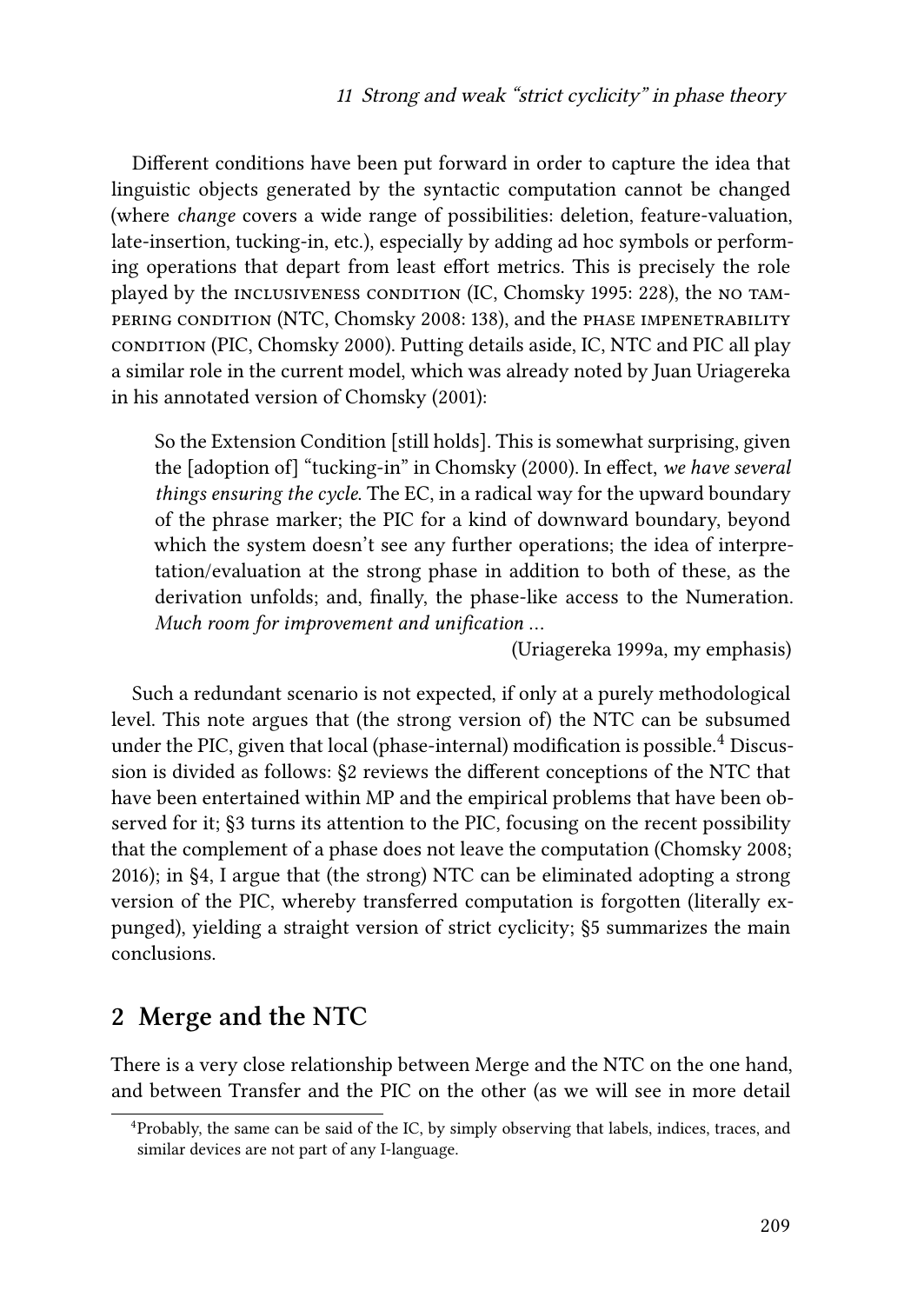Different conditions have been put forward in order to capture the idea that linguistic objects generated by the syntactic computation cannot be changed (where *change* covers a wide range of possibilities: deletion, feature-valuation, late-insertion, tucking-in, etc.), especially by adding ad hoc symbols or performing operations that depart from least effort metrics. This is precisely the role played by the INCLUSIVENESS CONDITION (IC, Chomsky 1995: 228), the NO TAMPERING CONDITION (NTC, Chomsky 2008: 138), and the PHASE IMPENETRABILITY CONDITION (PIC, Chomsky 2000). Putting details aside, IC, NTC and PIC all play a similar role in the current model, which was already noted by Juan Uriagereka in his annotated version of Chomsky (2001):

> So the Extension Condition [still holds]. This is somewhat surprising, given the [adoption of] "tucking-in" in Chomsky (2000). In effect, *we have several things ensuring the cycle*. The EC, in a radical way for the upward boundary of the phrase marker; the PIC for a kind of downward boundary, beyond which the system doesn't see any further operations; the idea of interpretation/evaluation at the strong phase in addition to both of these, as the derivation unfolds; and, finally, the phase-like access to the Numeration. *Much room for improvement and unification …*
>
> (Uriagereka 1999a, my emphasis)

Such a redundant scenario is not expected, if only at a purely methodological level. This note argues that (the strong version of) the NTC can be subsumed under the PIC, given that local (phase-internal) modification is possible.[4] Discussion is divided as follows: §2 reviews the different conceptions of the NTC that have been entertained within MP and the empirical problems that have been observed for it; §3 turns its attention to the PIC, focusing on the recent possibility that the complement of a phase does not leave the computation (Chomsky 2008; 2016); in §4, I argue that (the strong) NTC can be eliminated adopting a strong version of the PIC, whereby transferred computation is forgotten (literally expunged), yielding a straight version of strict cyclicity; §5 summarizes the main conclusions.

## 2 Merge and the NTC

There is a very close relationship between Merge and the NTC on the one hand, and between Transfer and the PIC on the other (as we will see in more detail

[4] Probably, the same can be said of the IC, by simply observing that labels, indices, traces, and similar devices are not part of any I-language.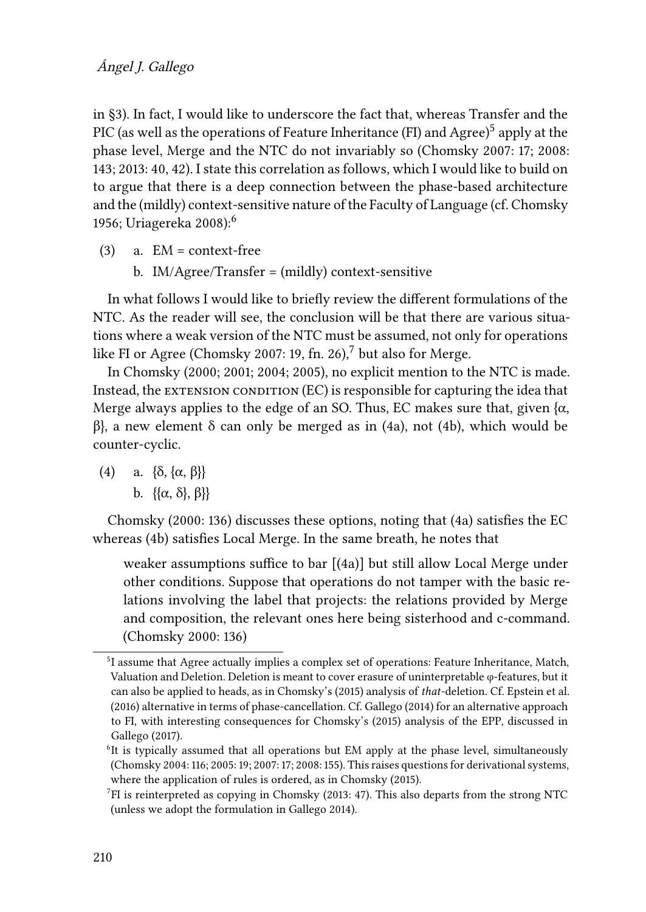in §3). In fact, I would like to underscore the fact that, whereas Transfer and the PIC (as well as the operations of Feature Inheritance (FI) and Agree)[5] apply at the phase level, Merge and the NTC do not invariably so (Chomsky 2007: 17; 2008: 143; 2013: 40, 42). I state this correlation as follows, which I would like to build on to argue that there is a deep connection between the phase-based architecture and the (mildly) context-sensitive nature of the Faculty of Language (cf. Chomsky 1956; Uriagereka 2008):[6]

(3) a. EM = context-free
    b. IM/Agree/Transfer = (mildly) context-sensitive

In what follows I would like to briefly review the different formulations of the NTC. As the reader will see, the conclusion will be that there are various situations where a weak version of the NTC must be assumed, not only for operations like FI or Agree (Chomsky 2007: 19, fn. 26),[7] but also for Merge.

In Chomsky (2000; 2001; 2004; 2005), no explicit mention to the NTC is made. Instead, the EXTENSION CONDITION (EC) is responsible for capturing the idea that Merge always applies to the edge of an SO. Thus, EC makes sure that, given {α, β}, a new element δ can only be merged as in (4a), not (4b), which would be counter-cyclic.

(4) a. {δ, {α, β}}
    b. {{α, δ}, β}}

Chomsky (2000: 136) discusses these options, noting that (4a) satisfies the EC whereas (4b) satisfies Local Merge. In the same breath, he notes that

> weaker assumptions suffice to bar [(4a)] but still allow Local Merge under other conditions. Suppose that operations do not tamper with the basic relations involving the label that projects: the relations provided by Merge and composition, the relevant ones here being sisterhood and c-command. (Chomsky 2000: 136)

[5] I assume that Agree actually implies a complex set of operations: Feature Inheritance, Match, Valuation and Deletion. Deletion is meant to cover erasure of uninterpretable φ-features, but it can also be applied to heads, as in Chomsky's (2015) analysis of *that*-deletion. Cf. Epstein et al. (2016) alternative in terms of phase-cancellation. Cf. Gallego (2014) for an alternative approach to FI, with interesting consequences for Chomsky's (2015) analysis of the EPP, discussed in Gallego (2017).

[6] It is typically assumed that all operations but EM apply at the phase level, simultaneously (Chomsky 2004: 116; 2005: 19; 2007: 17; 2008: 155). This raises questions for derivational systems, where the application of rules is ordered, as in Chomsky (2015).

[7] FI is reinterpreted as copying in Chomsky (2013: 47). This also departs from the strong NTC (unless we adopt the formulation in Gallego 2014).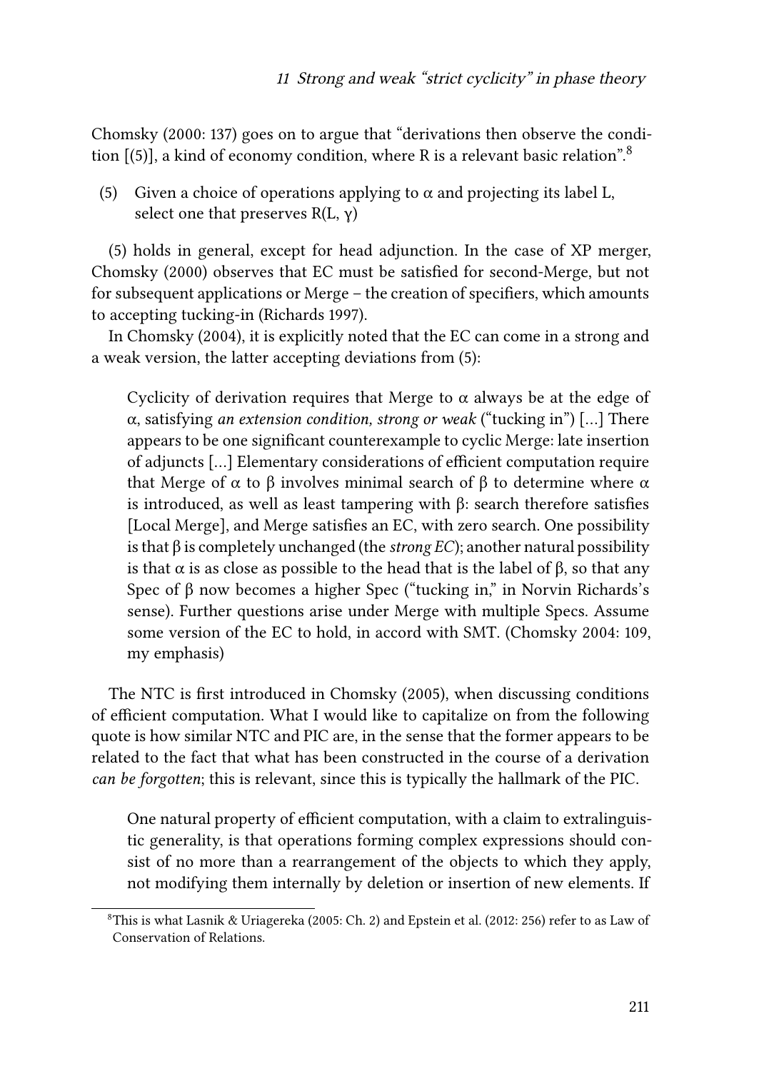Chomsky (2000: 137) goes on to argue that "derivations then observe the condition [(5)], a kind of economy condition, where R is a relevant basic relation".[8]

(5) Given a choice of operations applying to $\alpha$ and projecting its label L, select one that preserves R(L, $\gamma$)

(5) holds in general, except for head adjunction. In the case of XP merger, Chomsky (2000) observes that EC must be satisfied for second-Merge, but not for subsequent applications or Merge – the creation of specifiers, which amounts to accepting tucking-in (Richards 1997).

In Chomsky (2004), it is explicitly noted that the EC can come in a strong and a weak version, the latter accepting deviations from (5):

> Cyclicity of derivation requires that Merge to $\alpha$ always be at the edge of $\alpha$, satisfying *an extension condition, strong or weak* ("tucking in") [...] There appears to be one significant counterexample to cyclic Merge: late insertion of adjuncts [...] Elementary considerations of efficient computation require that Merge of $\alpha$ to $\beta$ involves minimal search of $\beta$ to determine where $\alpha$ is introduced, as well as least tampering with $\beta$: search therefore satisfies [Local Merge], and Merge satisfies an EC, with zero search. One possibility is that $\beta$ is completely unchanged (the *strong EC*); another natural possibility is that $\alpha$ is as close as possible to the head that is the label of $\beta$, so that any Spec of $\beta$ now becomes a higher Spec ("tucking in," in Norvin Richards's sense). Further questions arise under Merge with multiple Specs. Assume some version of the EC to hold, in accord with SMT. (Chomsky 2004: 109, my emphasis)

The NTC is first introduced in Chomsky (2005), when discussing conditions of efficient computation. What I would like to capitalize on from the following quote is how similar NTC and PIC are, in the sense that the former appears to be related to the fact that what has been constructed in the course of a derivation *can be forgotten*; this is relevant, since this is typically the hallmark of the PIC.

> One natural property of efficient computation, with a claim to extralinguistic generality, is that operations forming complex expressions should consist of no more than a rearrangement of the objects to which they apply, not modifying them internally by deletion or insertion of new elements. If

[8] This is what Lasnik & Uriagereka (2005: Ch. 2) and Epstein et al. (2012: 256) refer to as Law of Conservation of Relations.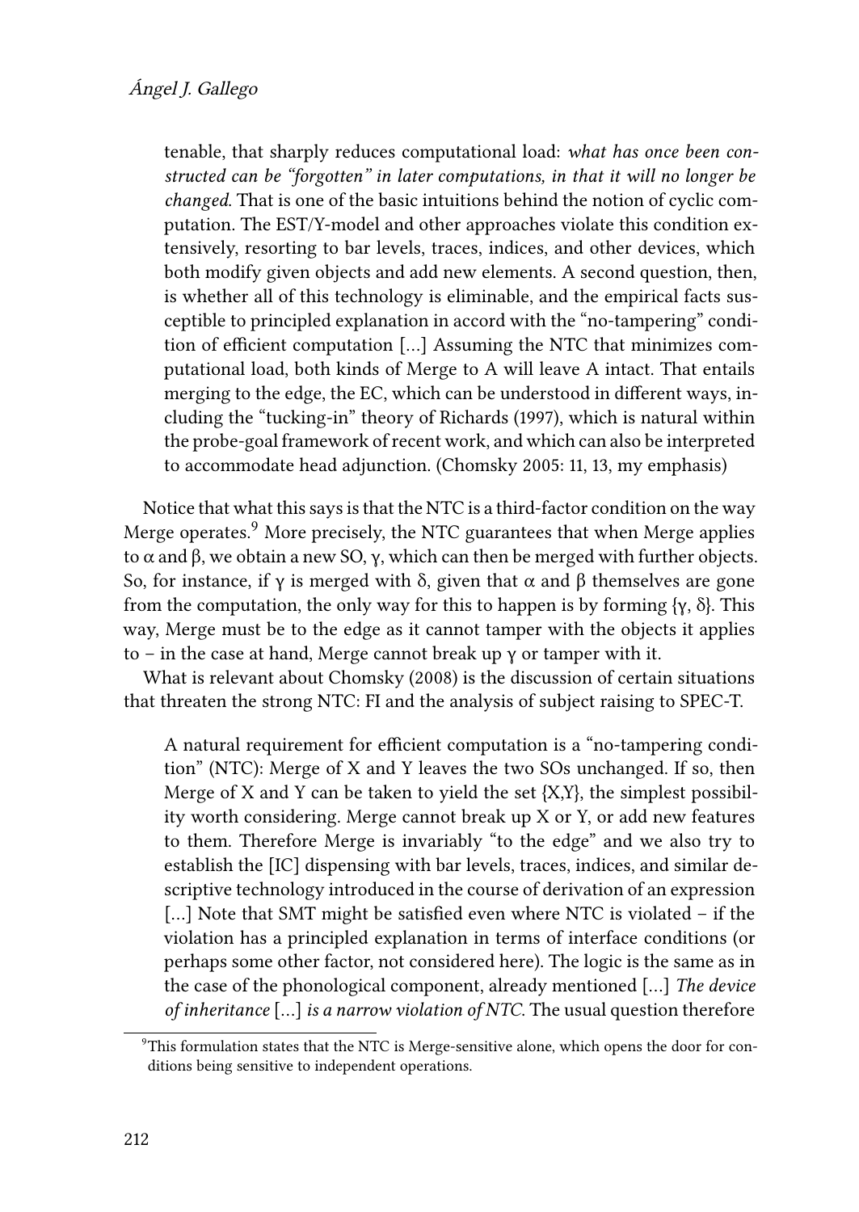> tenable, that sharply reduces computational load: *what has once been constructed can be "forgotten" in later computations, in that it will no longer be changed*. That is one of the basic intuitions behind the notion of cyclic computation. The EST/Y-model and other approaches violate this condition extensively, resorting to bar levels, traces, indices, and other devices, which both modify given objects and add new elements. A second question, then, is whether all of this technology is eliminable, and the empirical facts susceptible to principled explanation in accord with the "no-tampering" condition of efficient computation […] Assuming the NTC that minimizes computational load, both kinds of Merge to A will leave A intact. That entails merging to the edge, the EC, which can be understood in different ways, including the "tucking-in" theory of Richards (1997), which is natural within the probe-goal framework of recent work, and which can also be interpreted to accommodate head adjunction. (Chomsky 2005: 11, 13, my emphasis)

Notice that what this says is that the NTC is a third-factor condition on the way Merge operates.[9] More precisely, the NTC guarantees that when Merge applies to α and β, we obtain a new SO, γ, which can then be merged with further objects. So, for instance, if γ is merged with δ, given that α and β themselves are gone from the computation, the only way for this to happen is by forming {γ, δ}. This way, Merge must be to the edge as it cannot tamper with the objects it applies to – in the case at hand, Merge cannot break up γ or tamper with it.

What is relevant about Chomsky (2008) is the discussion of certain situations that threaten the strong NTC: FI and the analysis of subject raising to SPEC-T.

> A natural requirement for efficient computation is a "no-tampering condition" (NTC): Merge of X and Y leaves the two SOs unchanged. If so, then Merge of X and Y can be taken to yield the set {X,Y}, the simplest possibility worth considering. Merge cannot break up X or Y, or add new features to them. Therefore Merge is invariably "to the edge" and we also try to establish the [IC] dispensing with bar levels, traces, indices, and similar descriptive technology introduced in the course of derivation of an expression […] Note that SMT might be satisfied even where NTC is violated – if the violation has a principled explanation in terms of interface conditions (or perhaps some other factor, not considered here). The logic is the same as in the case of the phonological component, already mentioned […] *The device of inheritance* […] *is a narrow violation of NTC*. The usual question therefore

[9] This formulation states that the NTC is Merge-sensitive alone, which opens the door for conditions being sensitive to independent operations.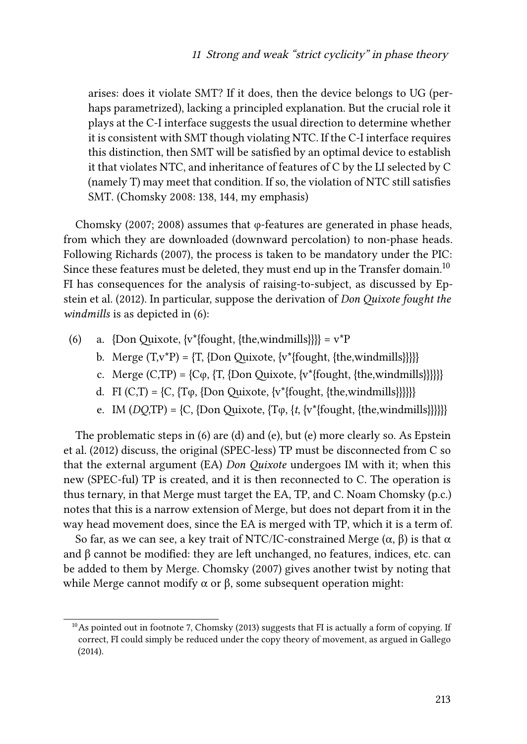arises: does it violate SMT? If it does, then the device belongs to UG (perhaps parametrized), lacking a principled explanation. But the crucial role it plays at the C-I interface suggests the usual direction to determine whether it is consistent with SMT though violating NTC. If the C-I interface requires this distinction, then SMT will be satisfied by an optimal device to establish it that violates NTC, and inheritance of features of C by the LI selected by C (namely T) may meet that condition. If so, the violation of NTC still satisfies SMT. (Chomsky 2008: 138, 144, my emphasis)

Chomsky (2007; 2008) assumes that φ-features are generated in phase heads, from which they are downloaded (downward percolation) to non-phase heads. Following Richards (2007), the process is taken to be mandatory under the PIC: Since these features must be deleted, they must end up in the Transfer domain.[10] FI has consequences for the analysis of raising-to-subject, as discussed by Epstein et al. (2012). In particular, suppose the derivation of *Don Quixote fought the windmills* is as depicted in (6):

(6) a. {Don Quixote, {v*{fought, {the,windmills}}}} = v*P
  b. Merge (T,v*P) = {T, {Don Quixote, {v*{fought, {the,windmills}}}}}
  c. Merge (C,TP) = {Cφ, {T, {Don Quixote, {v*{fought, {the,windmills}}}}}}
  d. FI (C,T) = {C, {Tφ, {Don Quixote, {v*{fought, {the,windmills}}}}}}
  e. IM (*DQ*,TP) = {C, {Don Quixote, {Tφ, {*t*, {v*{fought, {the,windmills}}}}}}}

The problematic steps in (6) are (d) and (e), but (e) more clearly so. As Epstein et al. (2012) discuss, the original (SPEC-less) TP must be disconnected from C so that the external argument (EA) *Don Quixote* undergoes IM with it; when this new (SPEC-ful) TP is created, and it is then reconnected to C. The operation is thus ternary, in that Merge must target the EA, TP, and C. Noam Chomsky (p.c.) notes that this is a narrow extension of Merge, but does not depart from it in the way head movement does, since the EA is merged with TP, which it is a term of.

So far, as we can see, a key trait of NTC/IC-constrained Merge (α, β) is that α and β cannot be modified: they are left unchanged, no features, indices, etc. can be added to them by Merge. Chomsky (2007) gives another twist by noting that while Merge cannot modify α or β, some subsequent operation might:

[10] As pointed out in footnote 7, Chomsky (2013) suggests that FI is actually a form of copying. If correct, FI could simply be reduced under the copy theory of movement, as argued in Gallego (2014).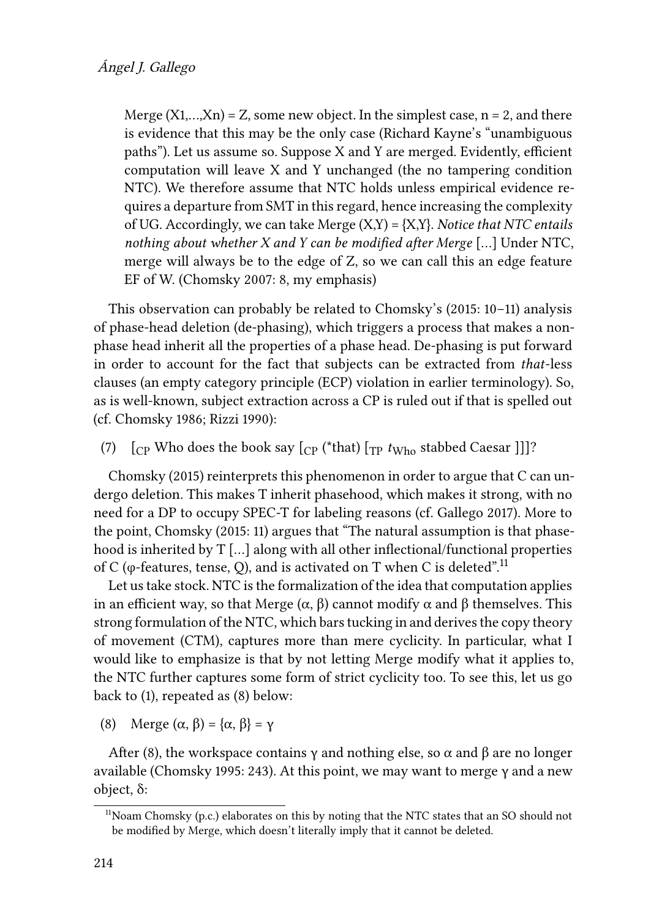> Merge (X1,…,Xn) = Z, some new object. In the simplest case, n = 2, and there is evidence that this may be the only case (Richard Kayne's "unambiguous paths"). Let us assume so. Suppose X and Y are merged. Evidently, efficient computation will leave X and Y unchanged (the no tampering condition NTC). We therefore assume that NTC holds unless empirical evidence requires a departure from SMT in this regard, hence increasing the complexity of UG. Accordingly, we can take Merge (X,Y) = {X,Y}. *Notice that NTC entails nothing about whether X and Y can be modified after Merge* […] Under NTC, merge will always be to the edge of Z, so we can call this an edge feature EF of W. (Chomsky 2007: 8, my emphasis)

This observation can probably be related to Chomsky's (2015: 10–11) analysis of phase-head deletion (de-phasing), which triggers a process that makes a non-phase head inherit all the properties of a phase head. De-phasing is put forward in order to account for the fact that subjects can be extracted from *that*-less clauses (an empty category principle (ECP) violation in earlier terminology). So, as is well-known, subject extraction across a CP is ruled out if that is spelled out (cf. Chomsky 1986; Rizzi 1990):

(7) $[_{CP}$ Who does the book say $[_{CP}$ (*that) $[_{TP}$ $t_{Who}$ stabbed Caesar ]]]?

Chomsky (2015) reinterprets this phenomenon in order to argue that C can undergo deletion. This makes T inherit phasehood, which makes it strong, with no need for a DP to occupy SPEC-T for labeling reasons (cf. Gallego 2017). More to the point, Chomsky (2015: 11) argues that "The natural assumption is that phasehood is inherited by T […] along with all other inflectional/functional properties of C (φ-features, tense, Q), and is activated on T when C is deleted".[11]

Let us take stock. NTC is the formalization of the idea that computation applies in an efficient way, so that Merge (α, β) cannot modify α and β themselves. This strong formulation of the NTC, which bars tucking in and derives the copy theory of movement (CTM), captures more than mere cyclicity. In particular, what I would like to emphasize is that by not letting Merge modify what it applies to, the NTC further captures some form of strict cyclicity too. To see this, let us go back to (1), repeated as (8) below:

(8) Merge (α, β) = {α, β} = γ

After (8), the workspace contains γ and nothing else, so α and β are no longer available (Chomsky 1995: 243). At this point, we may want to merge γ and a new object, δ:

[11] Noam Chomsky (p.c.) elaborates on this by noting that the NTC states that an SO should not be modified by Merge, which doesn't literally imply that it cannot be deleted.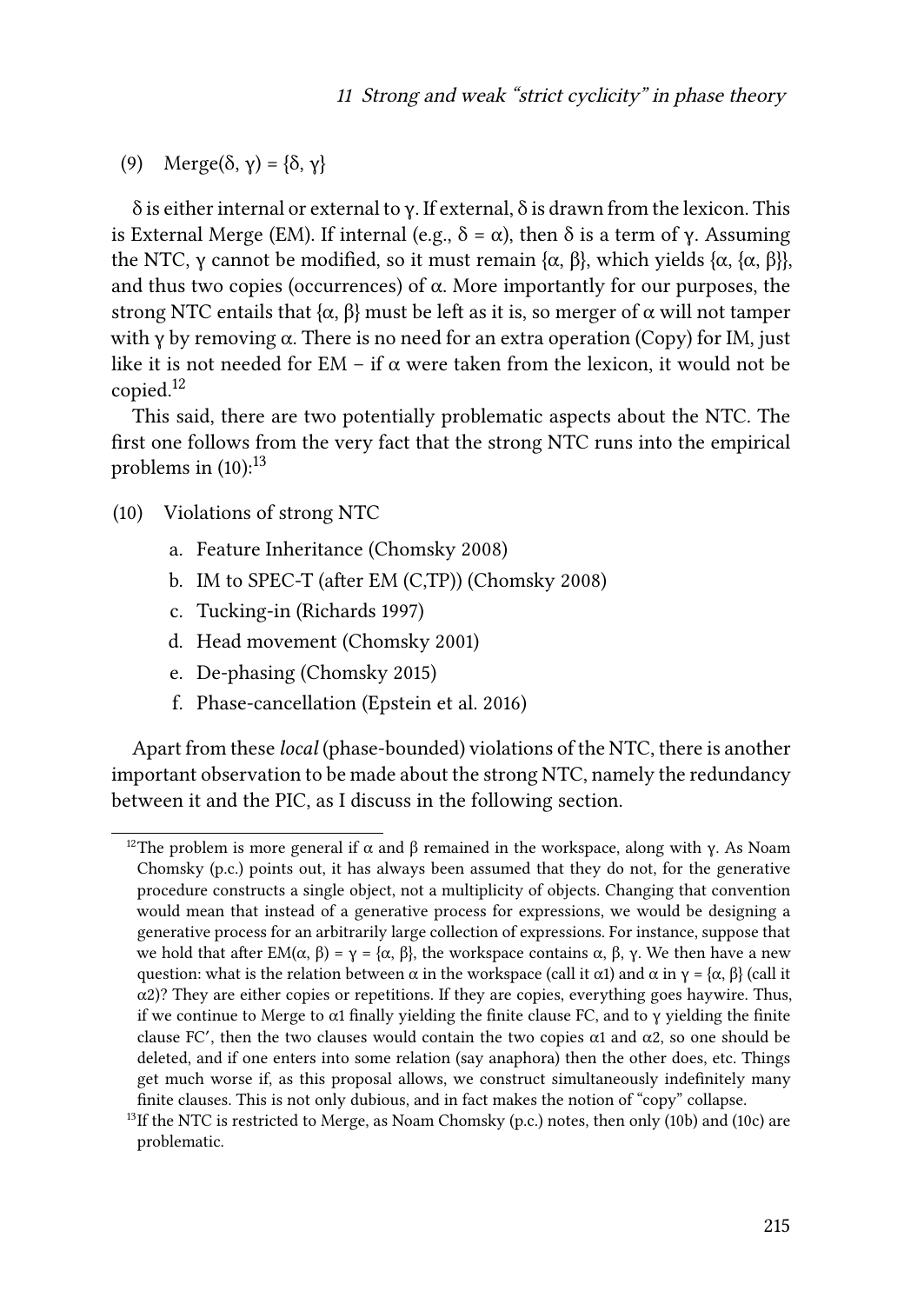(9) Merge($\delta$, $\gamma$) = {$\delta$, $\gamma$}

$\delta$ is either internal or external to $\gamma$. If external, $\delta$ is drawn from the lexicon. This is External Merge (EM). If internal (e.g., $\delta = \alpha$), then $\delta$ is a term of $\gamma$. Assuming the NTC, $\gamma$ cannot be modified, so it must remain {$\alpha$, $\beta$}, which yields {$\alpha$, {$\alpha$, $\beta$}}, and thus two copies (occurrences) of $\alpha$. More importantly for our purposes, the strong NTC entails that {$\alpha$, $\beta$} must be left as it is, so merger of $\alpha$ will not tamper with $\gamma$ by removing $\alpha$. There is no need for an extra operation (Copy) for IM, just like it is not needed for EM – if $\alpha$ were taken from the lexicon, it would not be copied.[12]

This said, there are two potentially problematic aspects about the NTC. The first one follows from the very fact that the strong NTC runs into the empirical problems in (10):[13]

(10) Violations of strong NTC

a. Feature Inheritance (Chomsky 2008)
b. IM to SPEC-T (after EM (C,TP)) (Chomsky 2008)
c. Tucking-in (Richards 1997)
d. Head movement (Chomsky 2001)
e. De-phasing (Chomsky 2015)
f. Phase-cancellation (Epstein et al. 2016)

Apart from these *local* (phase-bounded) violations of the NTC, there is another important observation to be made about the strong NTC, namely the redundancy between it and the PIC, as I discuss in the following section.

[12]The problem is more general if $\alpha$ and $\beta$ remained in the workspace, along with $\gamma$. As Noam Chomsky (p.c.) points out, it has always been assumed that they do not, for the generative procedure constructs a single object, not a multiplicity of objects. Changing that convention would mean that instead of a generative process for expressions, we would be designing a generative process for an arbitrarily large collection of expressions. For instance, suppose that we hold that after EM($\alpha$, $\beta$) = $\gamma$ = {$\alpha$, $\beta$}, the workspace contains $\alpha$, $\beta$, $\gamma$. We then have a new question: what is the relation between $\alpha$ in the workspace (call it $\alpha 1$) and $\alpha$ in $\gamma$ = {$\alpha$, $\beta$} (call it $\alpha 2$)? They are either copies or repetitions. If they are copies, everything goes haywire. Thus, if we continue to Merge to $\alpha 1$ finally yielding the finite clause FC, and to $\gamma$ yielding the finite clause FC′, then the two clauses would contain the two copies $\alpha 1$ and $\alpha 2$, so one should be deleted, and if one enters into some relation (say anaphora) then the other does, etc. Things get much worse if, as this proposal allows, we construct simultaneously indefinitely many finite clauses. This is not only dubious, and in fact makes the notion of "copy" collapse.

[13]If the NTC is restricted to Merge, as Noam Chomsky (p.c.) notes, then only (10b) and (10c) are problematic.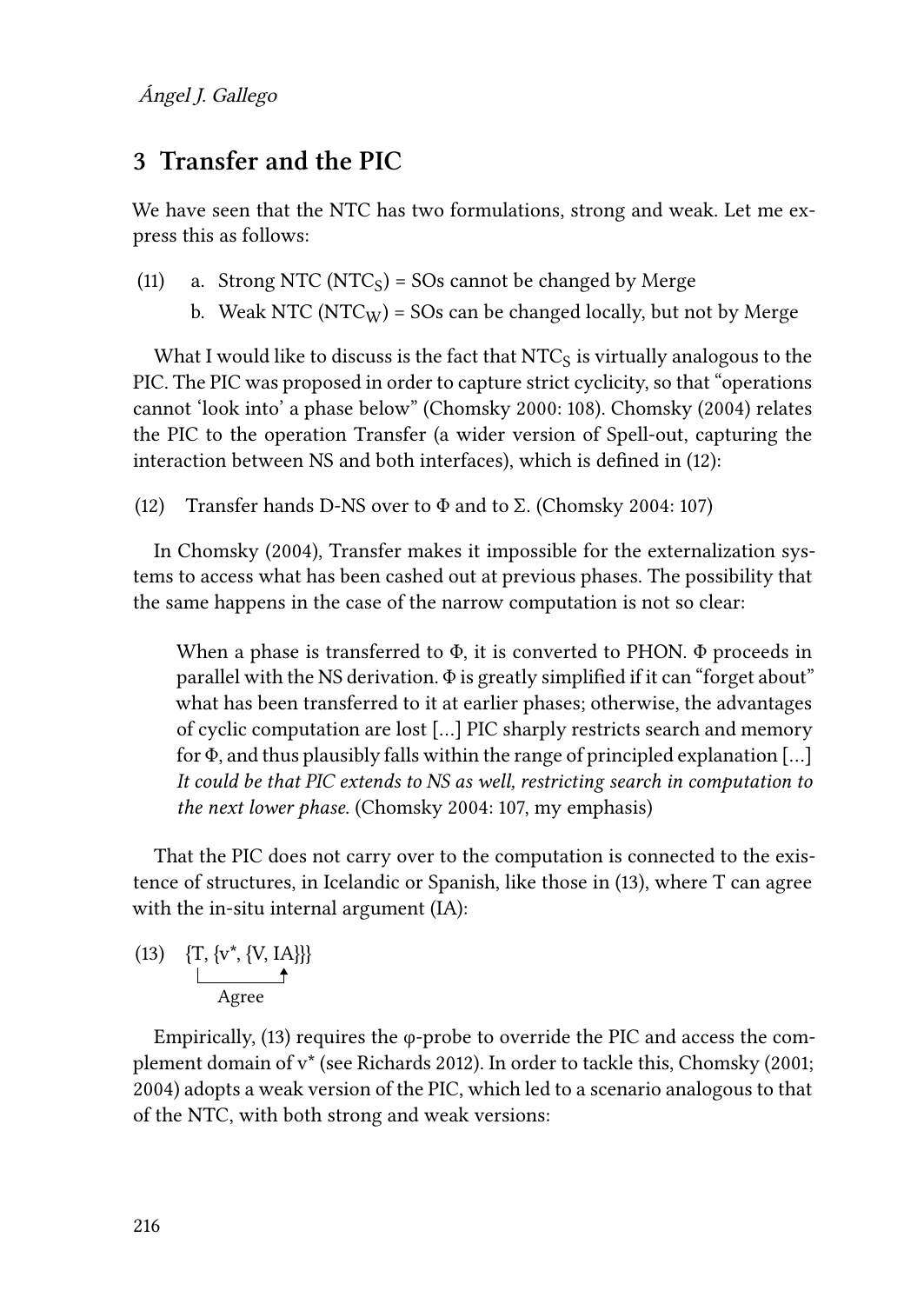## 3 Transfer and the PIC

We have seen that the NTC has two formulations, strong and weak. Let me express this as follows:

(11) a. Strong NTC ($NTC_S$) = SOs cannot be changed by Merge
  b. Weak NTC ($NTC_W$) = SOs can be changed locally, but not by Merge

What I would like to discuss is the fact that $NTC_S$ is virtually analogous to the PIC. The PIC was proposed in order to capture strict cyclicity, so that "operations cannot 'look into' a phase below" (Chomsky 2000: 108). Chomsky (2004) relates the PIC to the operation Transfer (a wider version of Spell-out, capturing the interaction between NS and both interfaces), which is defined in (12):

(12) Transfer hands D-NS over to Φ and to Σ. (Chomsky 2004: 107)

In Chomsky (2004), Transfer makes it impossible for the externalization systems to access what has been cashed out at previous phases. The possibility that the same happens in the case of the narrow computation is not so clear:

> When a phase is transferred to Φ, it is converted to PHON. Φ proceeds in parallel with the NS derivation. Φ is greatly simplified if it can "forget about" what has been transferred to it at earlier phases; otherwise, the advantages of cyclic computation are lost [...] PIC sharply restricts search and memory for Φ, and thus plausibly falls within the range of principled explanation [...] *It could be that PIC extends to NS as well, restricting search in computation to the next lower phase.* (Chomsky 2004: 107, my emphasis)

That the PIC does not carry over to the computation is connected to the existence of structures, in Icelandic or Spanish, like those in (13), where T can agree with the in-situ internal argument (IA):

(13) {T, {v*, {V, IA}}}
  (Agree: T → IA)

Empirically, (13) requires the φ-probe to override the PIC and access the complement domain of v* (see Richards 2012). In order to tackle this, Chomsky (2001; 2004) adopts a weak version of the PIC, which led to a scenario analogous to that of the NTC, with both strong and weak versions: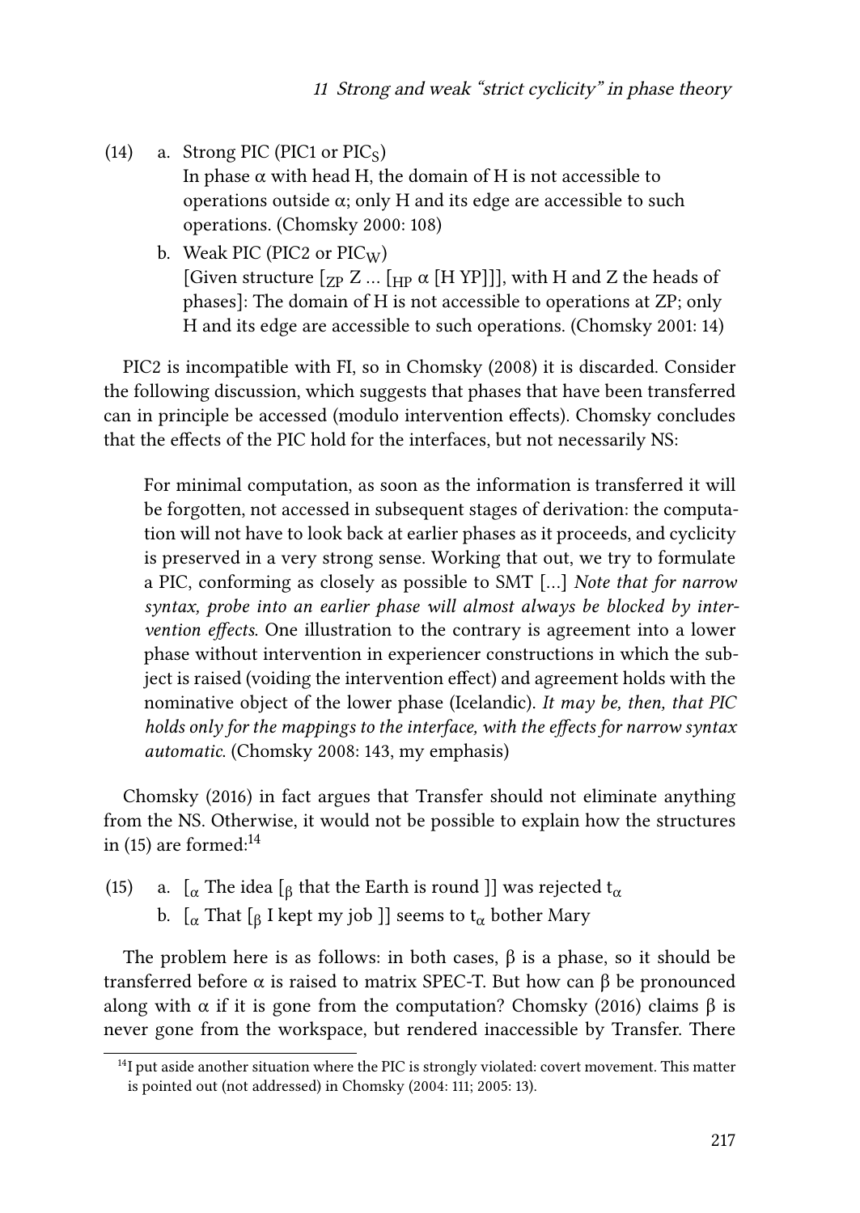(14) a. Strong PIC (PIC1 or $PIC_S$)
In phase α with head H, the domain of H is not accessible to operations outside α; only H and its edge are accessible to such operations. (Chomsky 2000: 108)

b. Weak PIC (PIC2 or $PIC_W$)
[Given structure [$_{ZP}$ Z … [$_{HP}$ α [H YP]]], with H and Z the heads of phases]: The domain of H is not accessible to operations at ZP; only H and its edge are accessible to such operations. (Chomsky 2001: 14)

PIC2 is incompatible with FI, so in Chomsky (2008) it is discarded. Consider the following discussion, which suggests that phases that have been transferred can in principle be accessed (modulo intervention effects). Chomsky concludes that the effects of the PIC hold for the interfaces, but not necessarily NS:

> For minimal computation, as soon as the information is transferred it will be forgotten, not accessed in subsequent stages of derivation: the computation will not have to look back at earlier phases as it proceeds, and cyclicity is preserved in a very strong sense. Working that out, we try to formulate a PIC, conforming as closely as possible to SMT […] *Note that for narrow syntax, probe into an earlier phase will almost always be blocked by intervention effects.* One illustration to the contrary is agreement into a lower phase without intervention in experiencer constructions in which the subject is raised (voiding the intervention effect) and agreement holds with the nominative object of the lower phase (Icelandic). *It may be, then, that PIC holds only for the mappings to the interface, with the effects for narrow syntax automatic.* (Chomsky 2008: 143, my emphasis)

Chomsky (2016) in fact argues that Transfer should not eliminate anything from the NS. Otherwise, it would not be possible to explain how the structures in (15) are formed:[14]

(15) a. [$_α$ The idea [$_β$ that the Earth is round ]] was rejected $t_α$
b. [$_α$ That [$_β$ I kept my job ]] seems to $t_α$ bother Mary

The problem here is as follows: in both cases, β is a phase, so it should be transferred before α is raised to matrix SPEC-T. But how can β be pronounced along with α if it is gone from the computation? Chomsky (2016) claims β is never gone from the workspace, but rendered inaccessible by Transfer. There

[14] I put aside another situation where the PIC is strongly violated: covert movement. This matter is pointed out (not addressed) in Chomsky (2004: 111; 2005: 13).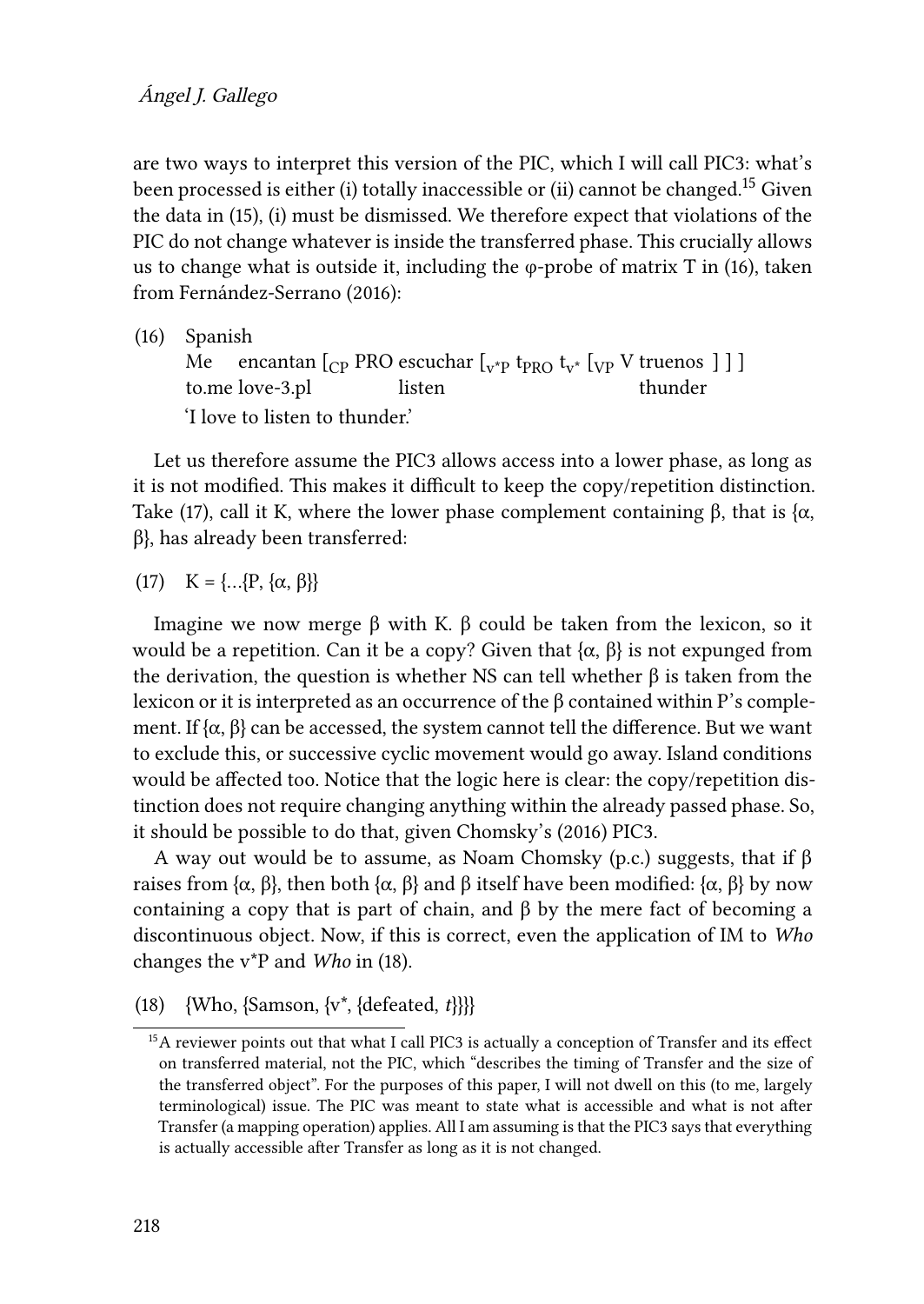are two ways to interpret this version of the PIC, which I will call PIC3: what's been processed is either (i) totally inaccessible or (ii) cannot be changed.[15] Given the data in (15), (i) must be dismissed. We therefore expect that violations of the PIC do not change whatever is inside the transferred phase. This crucially allows us to change what is outside it, including the φ-probe of matrix T in (16), taken from Fernández-Serrano (2016):

(16) Spanish
Me encantan [$_{CP}$ PRO escuchar [$_{v^*P}$ $t_{PRO}$ $t_{v^*}$ [$_{VP}$ V truenos ] ] ]
to.me love-3.pl listen thunder
'I love to listen to thunder.'

Let us therefore assume the PIC3 allows access into a lower phase, as long as it is not modified. This makes it difficult to keep the copy/repetition distinction. Take (17), call it K, where the lower phase complement containing β, that is {α, β}, has already been transferred:

(17) K = {…{P, {α, β}}

Imagine we now merge β with K. β could be taken from the lexicon, so it would be a repetition. Can it be a copy? Given that {α, β} is not expunged from the derivation, the question is whether NS can tell whether β is taken from the lexicon or it is interpreted as an occurrence of the β contained within P's complement. If {α, β} can be accessed, the system cannot tell the difference. But we want to exclude this, or successive cyclic movement would go away. Island conditions would be affected too. Notice that the logic here is clear: the copy/repetition distinction does not require changing anything within the already passed phase. So, it should be possible to do that, given Chomsky's (2016) PIC3.

A way out would be to assume, as Noam Chomsky (p.c.) suggests, that if β raises from {α, β}, then both {α, β} and β itself have been modified: {α, β} by now containing a copy that is part of chain, and β by the mere fact of becoming a discontinuous object. Now, if this is correct, even the application of IM to *Who* changes the v*P and *Who* in (18).

(18) {Who, {Samson, {v*, {defeated, *t*}}}}

[15]A reviewer points out that what I call PIC3 is actually a conception of Transfer and its effect on transferred material, not the PIC, which "describes the timing of Transfer and the size of the transferred object". For the purposes of this paper, I will not dwell on this (to me, largely terminological) issue. The PIC was meant to state what is accessible and what is not after Transfer (a mapping operation) applies. All I am assuming is that the PIC3 says that everything is actually accessible after Transfer as long as it is not changed.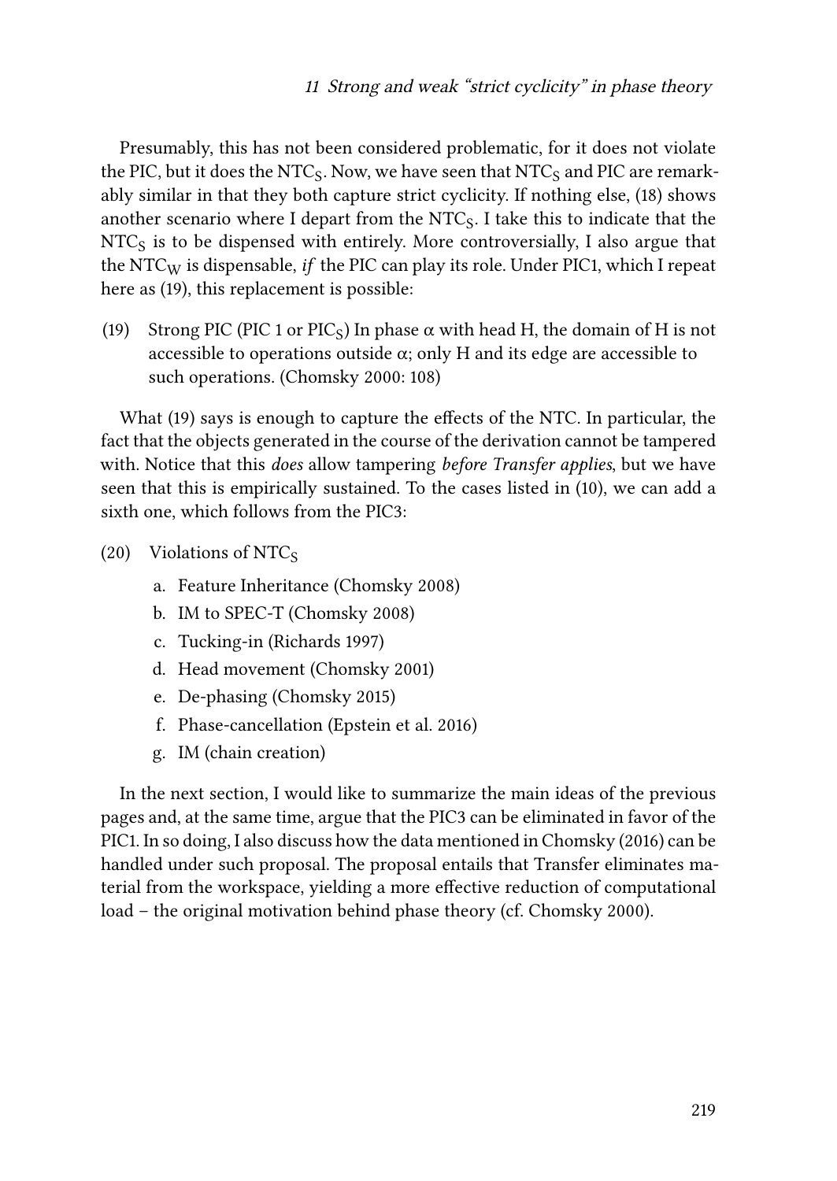Presumably, this has not been considered problematic, for it does not violate the PIC, but it does the $NTC_S$. Now, we have seen that $NTC_S$ and PIC are remarkably similar in that they both capture strict cyclicity. If nothing else, (18) shows another scenario where I depart from the $NTC_S$. I take this to indicate that the $NTC_S$ is to be dispensed with entirely. More controversially, I also argue that the $NTC_W$ is dispensable, *if* the PIC can play its role. Under PIC1, which I repeat here as (19), this replacement is possible:

(19) Strong PIC (PIC 1 or $PIC_S$) In phase $\alpha$ with head H, the domain of H is not accessible to operations outside $\alpha$; only H and its edge are accessible to such operations. (Chomsky 2000: 108)

What (19) says is enough to capture the effects of the NTC. In particular, the fact that the objects generated in the course of the derivation cannot be tampered with. Notice that this *does* allow tampering *before Transfer applies*, but we have seen that this is empirically sustained. To the cases listed in (10), we can add a sixth one, which follows from the PIC3:

(20) Violations of $NTC_S$

a. Feature Inheritance (Chomsky 2008)
b. IM to SPEC-T (Chomsky 2008)
c. Tucking-in (Richards 1997)
d. Head movement (Chomsky 2001)
e. De-phasing (Chomsky 2015)
f. Phase-cancellation (Epstein et al. 2016)
g. IM (chain creation)

In the next section, I would like to summarize the main ideas of the previous pages and, at the same time, argue that the PIC3 can be eliminated in favor of the PIC1. In so doing, I also discuss how the data mentioned in Chomsky (2016) can be handled under such proposal. The proposal entails that Transfer eliminates material from the workspace, yielding a more effective reduction of computational load – the original motivation behind phase theory (cf. Chomsky 2000).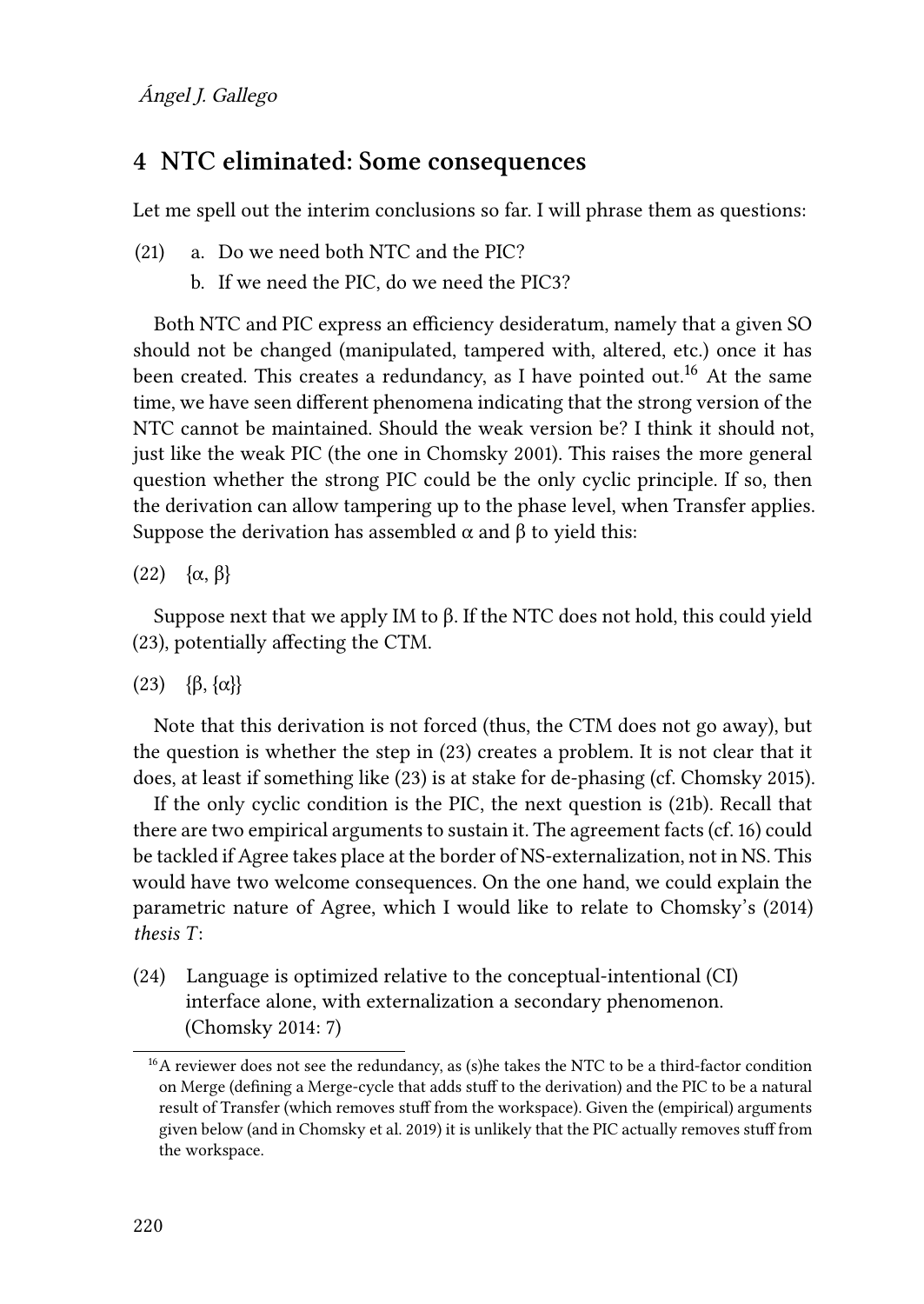## 4 NTC eliminated: Some consequences

Let me spell out the interim conclusions so far. I will phrase them as questions:

(21) a. Do we need both NTC and the PIC?
   b. If we need the PIC, do we need the PIC3?

Both NTC and PIC express an efficiency desideratum, namely that a given SO should not be changed (manipulated, tampered with, altered, etc.) once it has been created. This creates a redundancy, as I have pointed out.[16] At the same time, we have seen different phenomena indicating that the strong version of the NTC cannot be maintained. Should the weak version be? I think it should not, just like the weak PIC (the one in Chomsky 2001). This raises the more general question whether the strong PIC could be the only cyclic principle. If so, then the derivation can allow tampering up to the phase level, when Transfer applies. Suppose the derivation has assembled α and β to yield this:

(22) {α, β}

Suppose next that we apply IM to β. If the NTC does not hold, this could yield (23), potentially affecting the CTM.

(23) {β, {α}}

Note that this derivation is not forced (thus, the CTM does not go away), but the question is whether the step in (23) creates a problem. It is not clear that it does, at least if something like (23) is at stake for de-phasing (cf. Chomsky 2015).

If the only cyclic condition is the PIC, the next question is (21b). Recall that there are two empirical arguments to sustain it. The agreement facts (cf. 16) could be tackled if Agree takes place at the border of NS-externalization, not in NS. This would have two welcome consequences. On the one hand, we could explain the parametric nature of Agree, which I would like to relate to Chomsky's (2014) *thesis T*:

(24) Language is optimized relative to the conceptual-intentional (CI) interface alone, with externalization a secondary phenomenon. (Chomsky 2014: 7)

[16] A reviewer does not see the redundancy, as (s)he takes the NTC to be a third-factor condition on Merge (defining a Merge-cycle that adds stuff to the derivation) and the PIC to be a natural result of Transfer (which removes stuff from the workspace). Given the (empirical) arguments given below (and in Chomsky et al. 2019) it is unlikely that the PIC actually removes stuff from the workspace.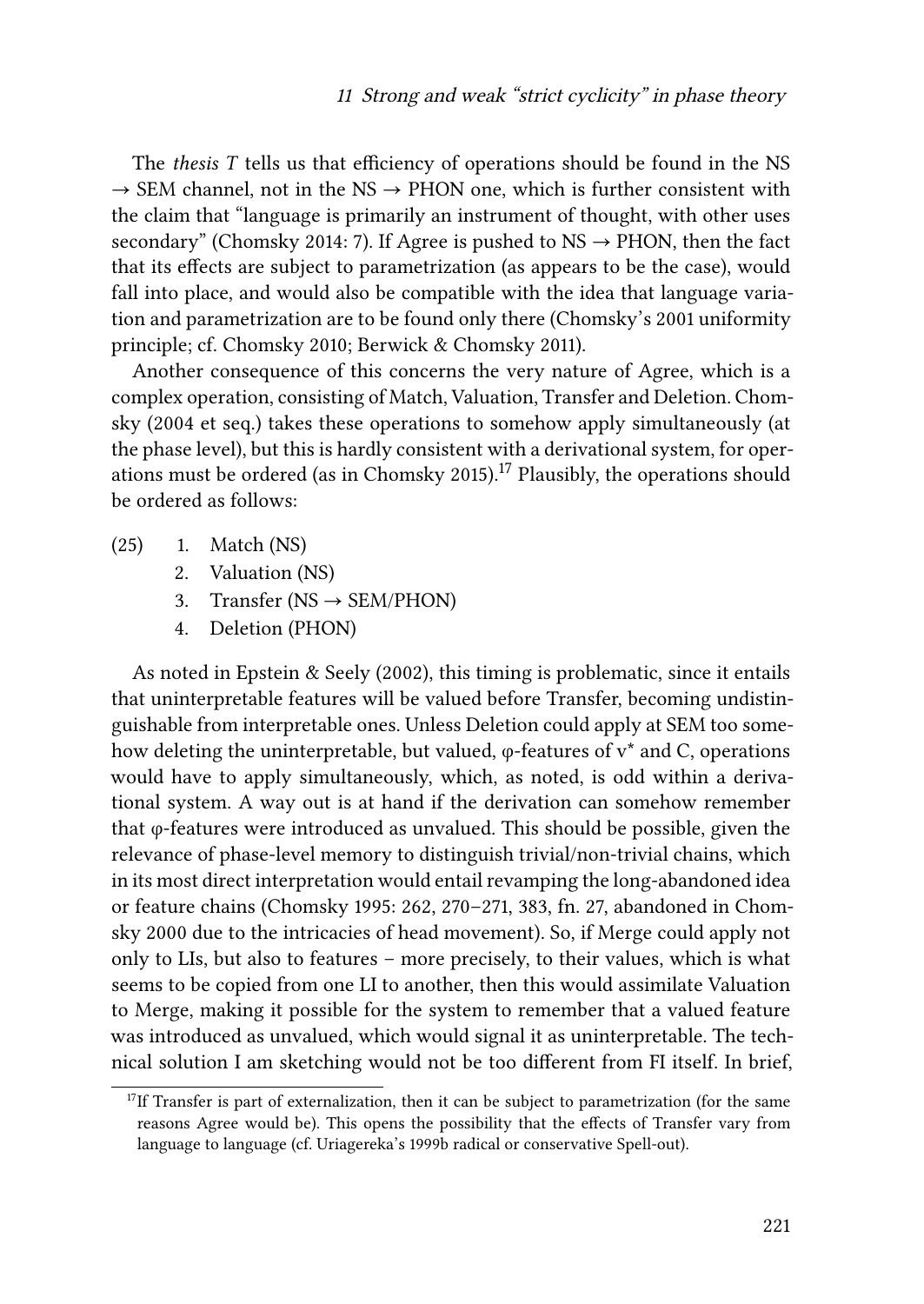The *thesis T* tells us that efficiency of operations should be found in the NS → SEM channel, not in the NS → PHON one, which is further consistent with the claim that "language is primarily an instrument of thought, with other uses secondary" (Chomsky 2014: 7). If Agree is pushed to NS → PHON, then the fact that its effects are subject to parametrization (as appears to be the case), would fall into place, and would also be compatible with the idea that language variation and parametrization are to be found only there (Chomsky's 2001 uniformity principle; cf. Chomsky 2010; Berwick & Chomsky 2011).

Another consequence of this concerns the very nature of Agree, which is a complex operation, consisting of Match, Valuation, Transfer and Deletion. Chomsky (2004 et seq.) takes these operations to somehow apply simultaneously (at the phase level), but this is hardly consistent with a derivational system, for operations must be ordered (as in Chomsky 2015).[17] Plausibly, the operations should be ordered as follows:

(25)
1. Match (NS)
2. Valuation (NS)
3. Transfer (NS → SEM/PHON)
4. Deletion (PHON)

As noted in Epstein & Seely (2002), this timing is problematic, since it entails that uninterpretable features will be valued before Transfer, becoming undistinguishable from interpretable ones. Unless Deletion could apply at SEM too somehow deleting the uninterpretable, but valued, φ-features of v* and C, operations would have to apply simultaneously, which, as noted, is odd within a derivational system. A way out is at hand if the derivation can somehow remember that φ-features were introduced as unvalued. This should be possible, given the relevance of phase-level memory to distinguish trivial/non-trivial chains, which in its most direct interpretation would entail revamping the long-abandoned idea or feature chains (Chomsky 1995: 262, 270–271, 383, fn. 27, abandoned in Chomsky 2000 due to the intricacies of head movement). So, if Merge could apply not only to LIs, but also to features – more precisely, to their values, which is what seems to be copied from one LI to another, then this would assimilate Valuation to Merge, making it possible for the system to remember that a valued feature was introduced as unvalued, which would signal it as uninterpretable. The technical solution I am sketching would not be too different from FI itself. In brief,

[17] If Transfer is part of externalization, then it can be subject to parametrization (for the same reasons Agree would be). This opens the possibility that the effects of Transfer vary from language to language (cf. Uriagereka's 1999b radical or conservative Spell-out).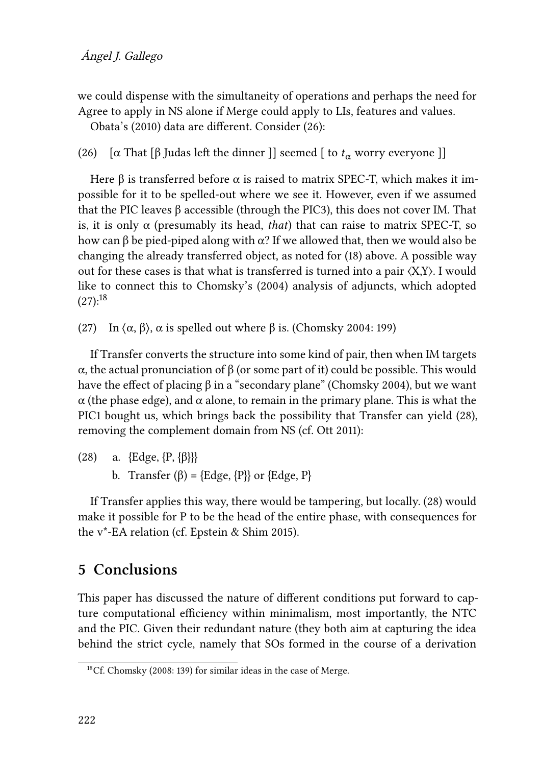we could dispense with the simultaneity of operations and perhaps the need for Agree to apply in NS alone if Merge could apply to LIs, features and values.

Obata's (2010) data are different. Consider (26):

(26) [α That [β Judas left the dinner ]] seemed [ to $t_\alpha$ worry everyone ]]

Here β is transferred before α is raised to matrix SPEC-T, which makes it impossible for it to be spelled-out where we see it. However, even if we assumed that the PIC leaves β accessible (through the PIC3), this does not cover IM. That is, it is only α (presumably its head, *that*) that can raise to matrix SPEC-T, so how can β be pied-piped along with α? If we allowed that, then we would also be changing the already transferred object, as noted for (18) above. A possible way out for these cases is that what is transferred is turned into a pair ⟨X,Y⟩. I would like to connect this to Chomsky's (2004) analysis of adjuncts, which adopted (27):[18]

(27) In ⟨α, β⟩, α is spelled out where β is. (Chomsky 2004: 199)

If Transfer converts the structure into some kind of pair, then when IM targets α, the actual pronunciation of β (or some part of it) could be possible. This would have the effect of placing β in a "secondary plane" (Chomsky 2004), but we want α (the phase edge), and α alone, to remain in the primary plane. This is what the PIC1 bought us, which brings back the possibility that Transfer can yield (28), removing the complement domain from NS (cf. Ott 2011):

(28) a. {Edge, {P, {β}}}
  b. Transfer (β) = {Edge, {P}} or {Edge, P}

If Transfer applies this way, there would be tampering, but locally. (28) would make it possible for P to be the head of the entire phase, with consequences for the v*-EA relation (cf. Epstein & Shim 2015).

## 5 Conclusions

This paper has discussed the nature of different conditions put forward to capture computational efficiency within minimalism, most importantly, the NTC and the PIC. Given their redundant nature (they both aim at capturing the idea behind the strict cycle, namely that SOs formed in the course of a derivation

[18] Cf. Chomsky (2008: 139) for similar ideas in the case of Merge.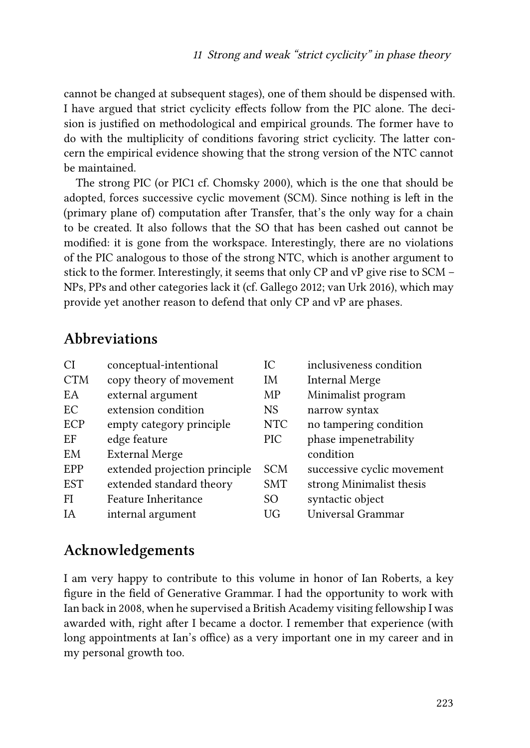cannot be changed at subsequent stages), one of them should be dispensed with. I have argued that strict cyclicity effects follow from the PIC alone. The decision is justified on methodological and empirical grounds. The former have to do with the multiplicity of conditions favoring strict cyclicity. The latter concern the empirical evidence showing that the strong version of the NTC cannot be maintained.

The strong PIC (or PIC1 cf. Chomsky 2000), which is the one that should be adopted, forces successive cyclic movement (SCM). Since nothing is left in the (primary plane of) computation after Transfer, that's the only way for a chain to be created. It also follows that the SO that has been cashed out cannot be modified: it is gone from the workspace. Interestingly, there are no violations of the PIC analogous to those of the strong NTC, which is another argument to stick to the former. Interestingly, it seems that only CP and vP give rise to SCM – NPs, PPs and other categories lack it (cf. Gallego 2012; van Urk 2016), which may provide yet another reason to defend that only CP and vP are phases.

## Abbreviations

| | | | |
|---|---|---|---|
| CI | conceptual-intentional | IC | inclusiveness condition |
| CTM | copy theory of movement | IM | Internal Merge |
| EA | external argument | MP | Minimalist program |
| EC | extension condition | NS | narrow syntax |
| ECP | empty category principle | NTC | no tampering condition |
| EF | edge feature | PIC | phase impenetrability condition |
| EM | External Merge | | |
| EPP | extended projection principle | SCM | successive cyclic movement |
| EST | extended standard theory | SMT | strong Minimalist thesis |
| FI | Feature Inheritance | SO | syntactic object |
| IA | internal argument | UG | Universal Grammar |

## Acknowledgements

I am very happy to contribute to this volume in honor of Ian Roberts, a key figure in the field of Generative Grammar. I had the opportunity to work with Ian back in 2008, when he supervised a British Academy visiting fellowship I was awarded with, right after I became a doctor. I remember that experience (with long appointments at Ian's office) as a very important one in my career and in my personal growth too.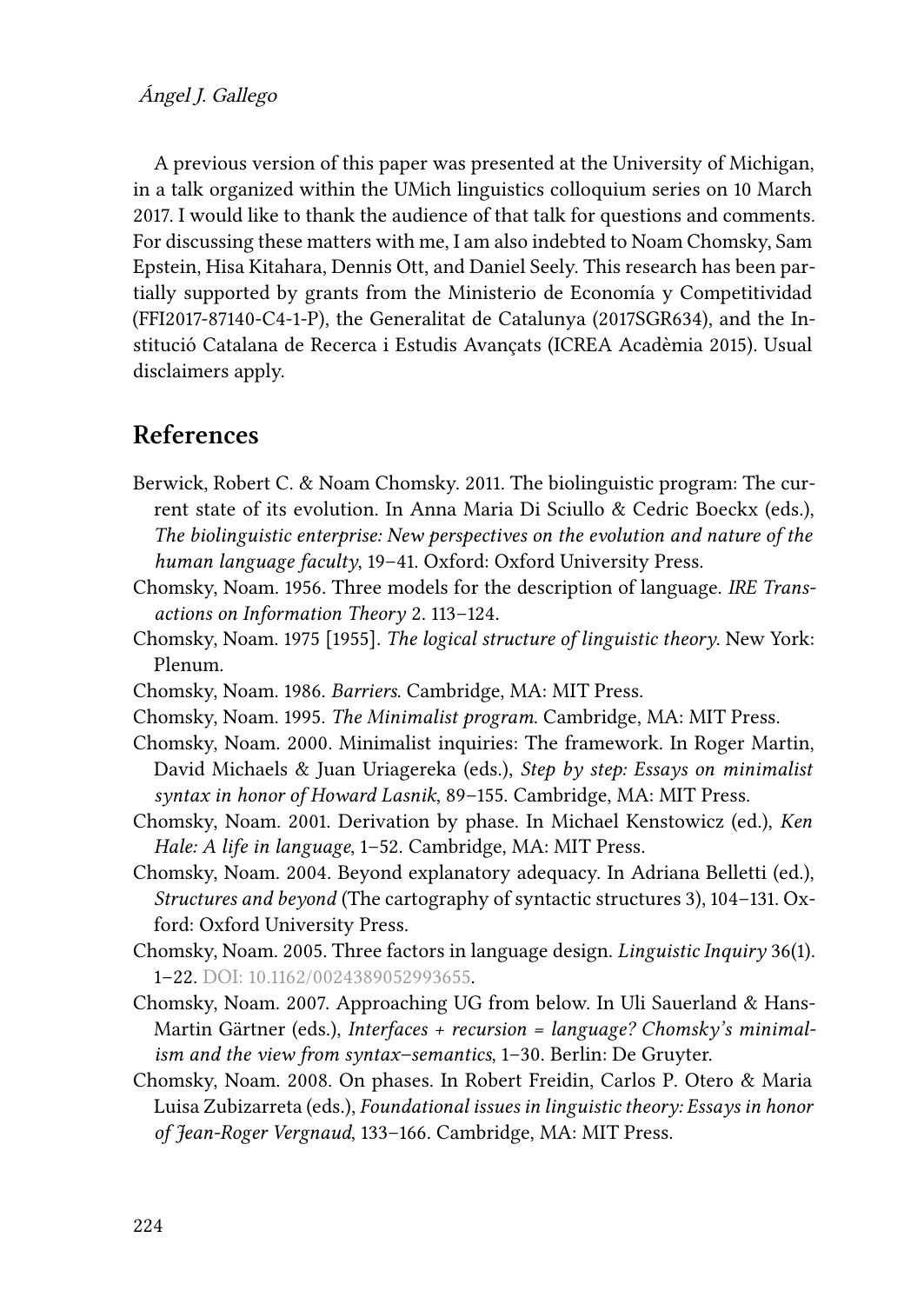A previous version of this paper was presented at the University of Michigan, in a talk organized within the UMich linguistics colloquium series on 10 March 2017. I would like to thank the audience of that talk for questions and comments. For discussing these matters with me, I am also indebted to Noam Chomsky, Sam Epstein, Hisa Kitahara, Dennis Ott, and Daniel Seely. This research has been partially supported by grants from the Ministerio de Economía y Competitividad (FFI2017-87140-C4-1-P), the Generalitat de Catalunya (2017SGR634), and the Institució Catalana de Recerca i Estudis Avançats (ICREA Acadèmia 2015). Usual disclaimers apply.

## References

Berwick, Robert C. & Noam Chomsky. 2011. The biolinguistic program: The current state of its evolution. In Anna Maria Di Sciullo & Cedric Boeckx (eds.), *The biolinguistic enterprise: New perspectives on the evolution and nature of the human language faculty*, 19–41. Oxford: Oxford University Press.

Chomsky, Noam. 1956. Three models for the description of language. *IRE Transactions on Information Theory* 2. 113–124.

Chomsky, Noam. 1975 [1955]. *The logical structure of linguistic theory*. New York: Plenum.

Chomsky, Noam. 1986. *Barriers*. Cambridge, MA: MIT Press.

Chomsky, Noam. 1995. *The Minimalist program*. Cambridge, MA: MIT Press.

Chomsky, Noam. 2000. Minimalist inquiries: The framework. In Roger Martin, David Michaels & Juan Uriagereka (eds.), *Step by step: Essays on minimalist syntax in honor of Howard Lasnik*, 89–155. Cambridge, MA: MIT Press.

Chomsky, Noam. 2001. Derivation by phase. In Michael Kenstowicz (ed.), *Ken Hale: A life in language*, 1–52. Cambridge, MA: MIT Press.

Chomsky, Noam. 2004. Beyond explanatory adequacy. In Adriana Belletti (ed.), *Structures and beyond* (The cartography of syntactic structures 3), 104–131. Oxford: Oxford University Press.

Chomsky, Noam. 2005. Three factors in language design. *Linguistic Inquiry* 36(1). 1–22. DOI: 10.1162/0024389052993655.

Chomsky, Noam. 2007. Approaching UG from below. In Uli Sauerland & Hans-Martin Gärtner (eds.), *Interfaces + recursion = language? Chomsky's minimalism and the view from syntax–semantics*, 1–30. Berlin: De Gruyter.

Chomsky, Noam. 2008. On phases. In Robert Freidin, Carlos P. Otero & Maria Luisa Zubizarreta (eds.), *Foundational issues in linguistic theory: Essays in honor of Jean-Roger Vergnaud*, 133–166. Cambridge, MA: MIT Press.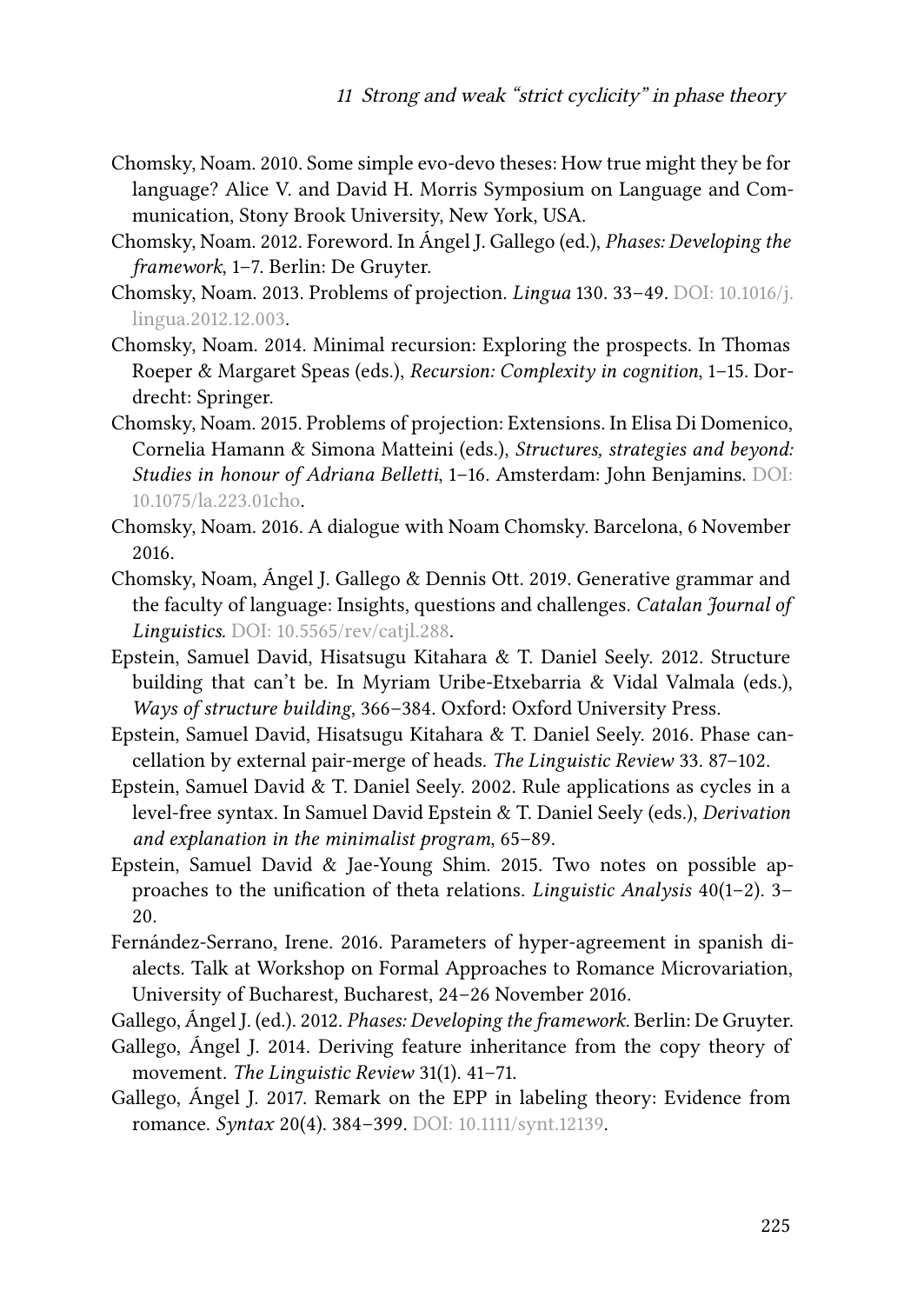Chomsky, Noam. 2010. Some simple evo-devo theses: How true might they be for language? Alice V. and David H. Morris Symposium on Language and Communication, Stony Brook University, New York, USA.

Chomsky, Noam. 2012. Foreword. In Ángel J. Gallego (ed.), *Phases: Developing the framework*, 1–7. Berlin: De Gruyter.

Chomsky, Noam. 2013. Problems of projection. *Lingua* 130. 33–49. DOI: 10.1016/j.lingua.2012.12.003.

Chomsky, Noam. 2014. Minimal recursion: Exploring the prospects. In Thomas Roeper & Margaret Speas (eds.), *Recursion: Complexity in cognition*, 1–15. Dordrecht: Springer.

Chomsky, Noam. 2015. Problems of projection: Extensions. In Elisa Di Domenico, Cornelia Hamann & Simona Matteini (eds.), *Structures, strategies and beyond: Studies in honour of Adriana Belletti*, 1–16. Amsterdam: John Benjamins. DOI: 10.1075/la.223.01cho.

Chomsky, Noam. 2016. A dialogue with Noam Chomsky. Barcelona, 6 November 2016.

Chomsky, Noam, Ángel J. Gallego & Dennis Ott. 2019. Generative grammar and the faculty of language: Insights, questions and challenges. *Catalan Journal of Linguistics*. DOI: 10.5565/rev/catjl.288.

Epstein, Samuel David, Hisatsugu Kitahara & T. Daniel Seely. 2012. Structure building that can't be. In Myriam Uribe-Etxebarria & Vidal Valmala (eds.), *Ways of structure building*, 366–384. Oxford: Oxford University Press.

Epstein, Samuel David, Hisatsugu Kitahara & T. Daniel Seely. 2016. Phase cancellation by external pair-merge of heads. *The Linguistic Review* 33. 87–102.

Epstein, Samuel David & T. Daniel Seely. 2002. Rule applications as cycles in a level-free syntax. In Samuel David Epstein & T. Daniel Seely (eds.), *Derivation and explanation in the minimalist program*, 65–89.

Epstein, Samuel David & Jae-Young Shim. 2015. Two notes on possible approaches to the unification of theta relations. *Linguistic Analysis* 40(1–2). 3–20.

Fernández-Serrano, Irene. 2016. Parameters of hyper-agreement in spanish dialects. Talk at Workshop on Formal Approaches to Romance Microvariation, University of Bucharest, Bucharest, 24–26 November 2016.

Gallego, Ángel J. (ed.). 2012. *Phases: Developing the framework*. Berlin: De Gruyter.

Gallego, Ángel J. 2014. Deriving feature inheritance from the copy theory of movement. *The Linguistic Review* 31(1). 41–71.

Gallego, Ángel J. 2017. Remark on the EPP in labeling theory: Evidence from romance. *Syntax* 20(4). 384–399. DOI: 10.1111/synt.12139.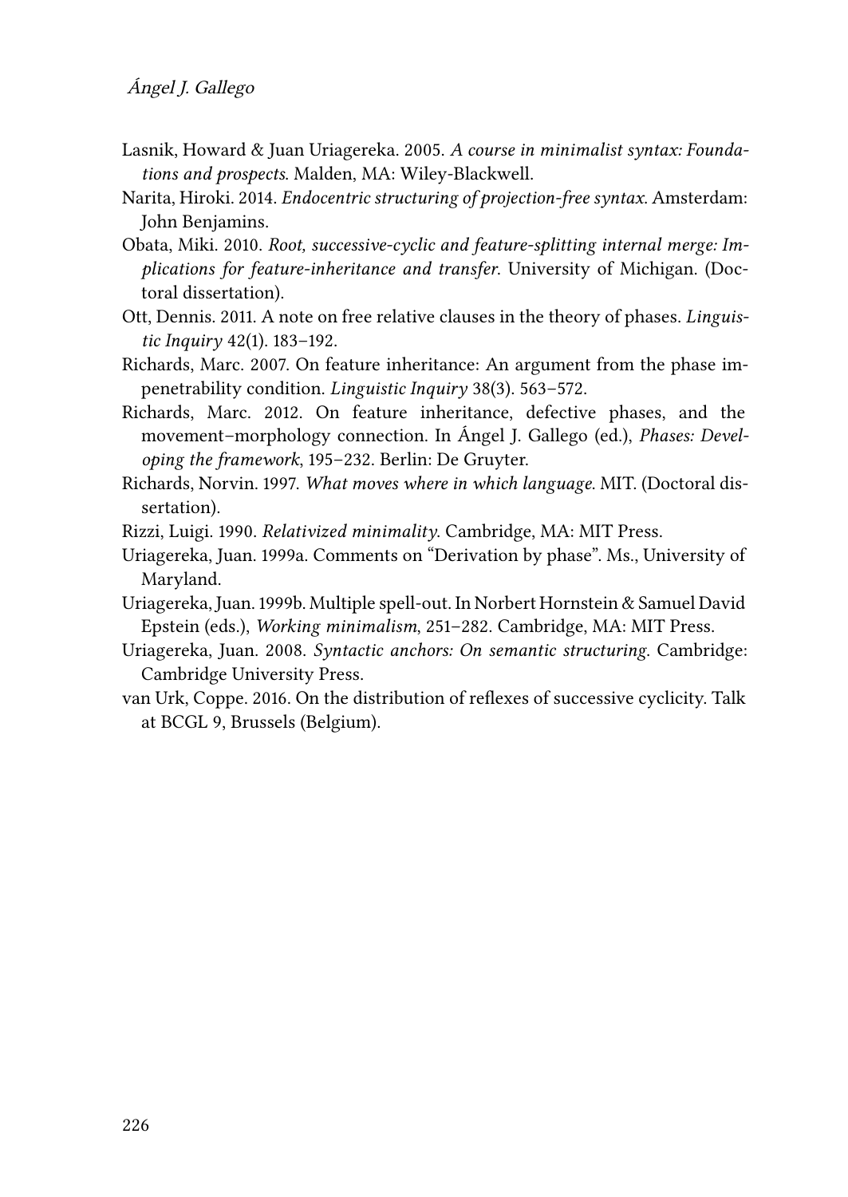Lasnik, Howard & Juan Uriagereka. 2005. *A course in minimalist syntax: Foundations and prospects*. Malden, MA: Wiley-Blackwell.

Narita, Hiroki. 2014. *Endocentric structuring of projection-free syntax*. Amsterdam: John Benjamins.

Obata, Miki. 2010. *Root, successive-cyclic and feature-splitting internal merge: Implications for feature-inheritance and transfer*. University of Michigan. (Doctoral dissertation).

Ott, Dennis. 2011. A note on free relative clauses in the theory of phases. *Linguistic Inquiry* 42(1). 183–192.

Richards, Marc. 2007. On feature inheritance: An argument from the phase impenetrability condition. *Linguistic Inquiry* 38(3). 563–572.

Richards, Marc. 2012. On feature inheritance, defective phases, and the movement–morphology connection. In Ángel J. Gallego (ed.), *Phases: Developing the framework*, 195–232. Berlin: De Gruyter.

Richards, Norvin. 1997. *What moves where in which language*. MIT. (Doctoral dissertation).

Rizzi, Luigi. 1990. *Relativized minimality*. Cambridge, MA: MIT Press.

Uriagereka, Juan. 1999a. Comments on "Derivation by phase". Ms., University of Maryland.

Uriagereka, Juan. 1999b. Multiple spell-out. In Norbert Hornstein & Samuel David Epstein (eds.), *Working minimalism*, 251–282. Cambridge, MA: MIT Press.

Uriagereka, Juan. 2008. *Syntactic anchors: On semantic structuring*. Cambridge: Cambridge University Press.

van Urk, Coppe. 2016. On the distribution of reflexes of successive cyclicity. Talk at BCGL 9, Brussels (Belgium).